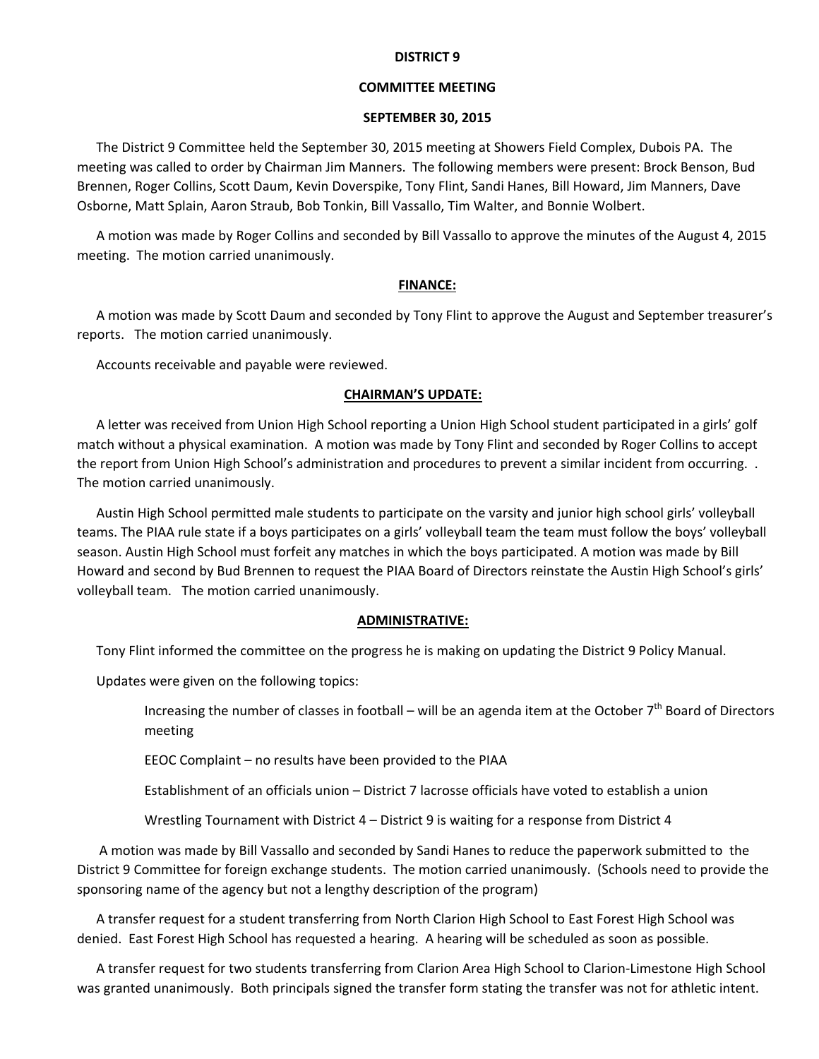**DISTRICT 9**

**COMMITTEE MEETING**

**SEPTEMBER 30, 2015**

The District 9 Committee held the September 30, 2015 meeting at Showers Field Complex, Dubois PA. The meeting was called to order by Chairman Jim Manners. The following members were present: Brock Benson, Bud Brennen, Roger Collins, Scott Daum, Kevin Doverspike, Tony Flint, Sandi Hanes, Bill Howard, Jim Manners, Dave Osborne, Matt Splain, Aaron Straub, Bob Tonkin, Bill Vassallo, Tim Walter, and Bonnie Wolbert.

A motion was made by Roger Collins and seconded by Bill Vassallo to approve the minutes of the August 4, 2015 meeting. The motion carried unanimously.

**FINANCE:**

A motion was made by Scott Daum and seconded by Tony Flint to approve the August and September treasurer's reports. The motion carried unanimously.

Accounts receivable and payable were reviewed.

**CHAIRMAN'S UPDATE:**

A letter was received from Union High School reporting a Union High School student participated in a girls' golf match without a physical examination. A motion was made by Tony Flint and seconded by Roger Collins to accept the report from Union High School's administration and procedures to prevent a similar incident from occurring. . The motion carried unanimously.

Austin High School permitted male students to participate on the varsity and junior high school girls' volleyball teams. The PIAA rule state if a boys participates on a girls' volleyball team the team must follow the boys' volleyball season. Austin High School must forfeit any matches in which the boys participated. A motion was made by Bill Howard and second by Bud Brennen to request the PIAA Board of Directors reinstate the Austin High School's girls' volleyball team. The motion carried unanimously.

**ADMINISTRATIVE:**

Tony Flint informed the committee on the progress he is making on updating the District 9 Policy Manual.

Updates were given on the following topics:

> Increasing the number of classes in football – will be an agenda item at the October 7th Board of Directors meeting
>
> EEOC Complaint – no results have been provided to the PIAA
>
> Establishment of an officials union – District 7 lacrosse officials have voted to establish a union
>
> Wrestling Tournament with District 4 – District 9 is waiting for a response from District 4

A motion was made by Bill Vassallo and seconded by Sandi Hanes to reduce the paperwork submitted to the District 9 Committee for foreign exchange students. The motion carried unanimously. (Schools need to provide the sponsoring name of the agency but not a lengthy description of the program)

A transfer request for a student transferring from North Clarion High School to East Forest High School was denied. East Forest High School has requested a hearing. A hearing will be scheduled as soon as possible.

A transfer request for two students transferring from Clarion Area High School to Clarion-Limestone High School was granted unanimously. Both principals signed the transfer form stating the transfer was not for athletic intent.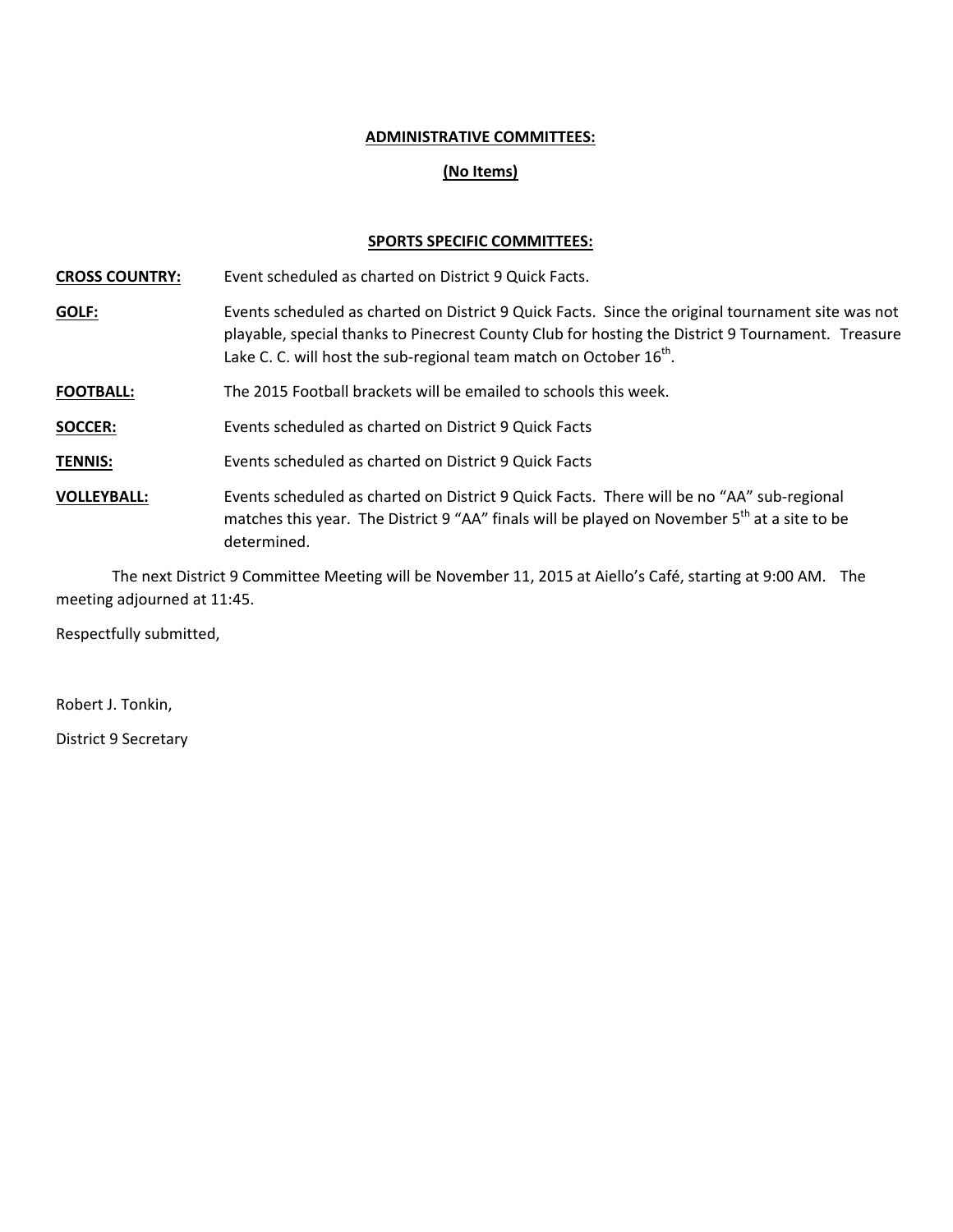**ADMINISTRATIVE COMMITTEES:**

**(No Items)**

**SPORTS SPECIFIC COMMITTEES:**

**CROSS COUNTRY:** Event scheduled as charted on District 9 Quick Facts.

**GOLF:** Events scheduled as charted on District 9 Quick Facts. Since the original tournament site was not playable, special thanks to Pinecrest County Club for hosting the District 9 Tournament. Treasure Lake C. C. will host the sub-regional team match on October 16th.

**FOOTBALL:** The 2015 Football brackets will be emailed to schools this week.

**SOCCER:** Events scheduled as charted on District 9 Quick Facts

**TENNIS:** Events scheduled as charted on District 9 Quick Facts

**VOLLEYBALL:** Events scheduled as charted on District 9 Quick Facts. There will be no "AA" sub-regional matches this year. The District 9 "AA" finals will be played on November 5th at a site to be determined.

The next District 9 Committee Meeting will be November 11, 2015 at Aiello's Café, starting at 9:00 AM. The meeting adjourned at 11:45.

Respectfully submitted,

Robert J. Tonkin,

District 9 Secretary